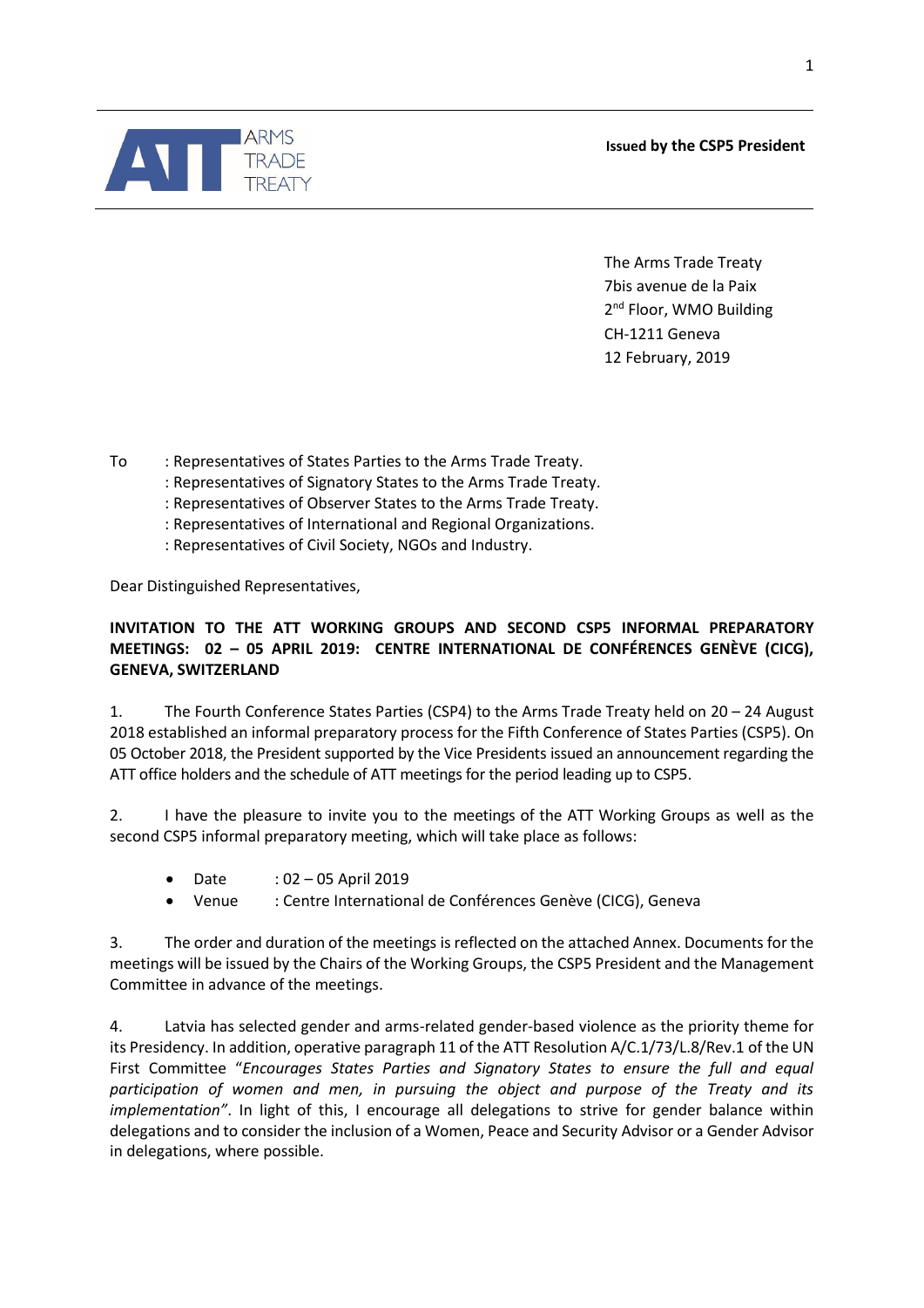ARMS TRADE TREATY

**Issued by the CSP5 President**

The Arms Trade Treaty
7bis avenue de la Paix
2nd Floor, WMO Building
CH-1211 Geneva
12 February, 2019

To : Representatives of States Parties to the Arms Trade Treaty.
: Representatives of Signatory States to the Arms Trade Treaty.
: Representatives of Observer States to the Arms Trade Treaty.
: Representatives of International and Regional Organizations.
: Representatives of Civil Society, NGOs and Industry.

Dear Distinguished Representatives,

**INVITATION TO THE ATT WORKING GROUPS AND SECOND CSP5 INFORMAL PREPARATORY MEETINGS: 02 – 05 APRIL 2019: CENTRE INTERNATIONAL DE CONFÉRENCES GENÈVE (CICG), GENEVA, SWITZERLAND**

1. The Fourth Conference States Parties (CSP4) to the Arms Trade Treaty held on 20 – 24 August 2018 established an informal preparatory process for the Fifth Conference of States Parties (CSP5). On 05 October 2018, the President supported by the Vice Presidents issued an announcement regarding the ATT office holders and the schedule of ATT meetings for the period leading up to CSP5.

2. I have the pleasure to invite you to the meetings of the ATT Working Groups as well as the second CSP5 informal preparatory meeting, which will take place as follows:

- Date : 02 – 05 April 2019
- Venue : Centre International de Conférences Genève (CICG), Geneva

3. The order and duration of the meetings is reflected on the attached Annex. Documents for the meetings will be issued by the Chairs of the Working Groups, the CSP5 President and the Management Committee in advance of the meetings.

4. Latvia has selected gender and arms-related gender-based violence as the priority theme for its Presidency. In addition, operative paragraph 11 of the ATT Resolution A/C.1/73/L.8/Rev.1 of the UN First Committee "*Encourages States Parties and Signatory States to ensure the full and equal participation of women and men, in pursuing the object and purpose of the Treaty and its implementation"*. In light of this, I encourage all delegations to strive for gender balance within delegations and to consider the inclusion of a Women, Peace and Security Advisor or a Gender Advisor in delegations, where possible.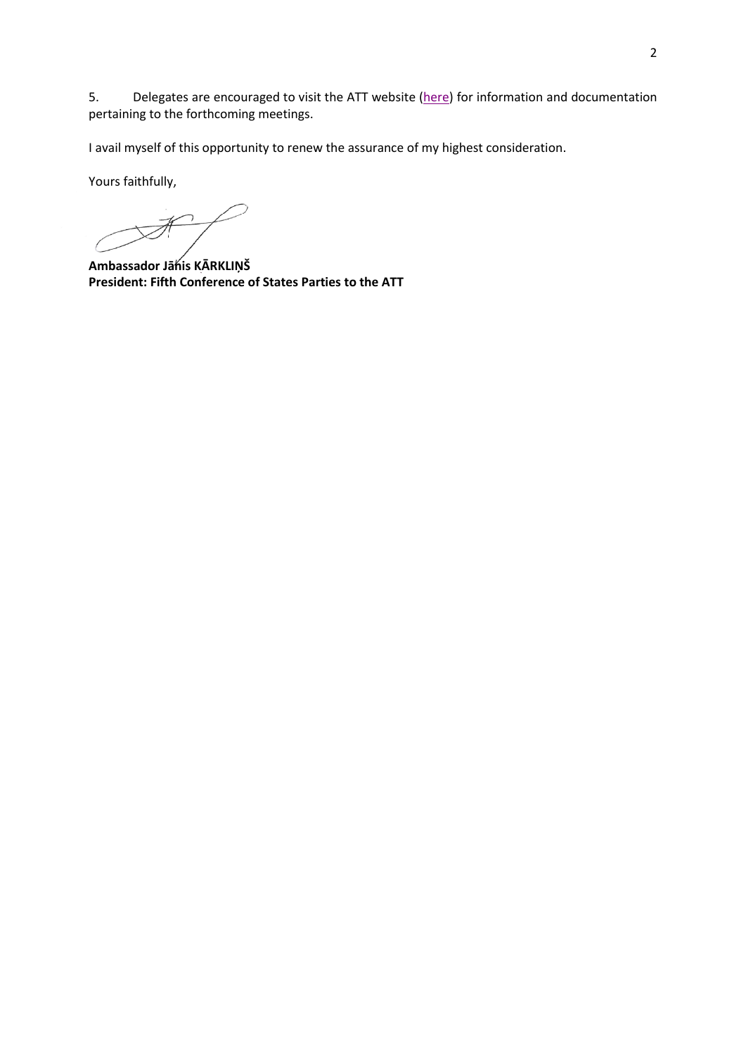5. Delegates are encouraged to visit the ATT website (here) for information and documentation pertaining to the forthcoming meetings.

I avail myself of this opportunity to renew the assurance of my highest consideration.

Yours faithfully,

**Ambassador Jānis KĀRKLIŅŠ**
**President: Fifth Conference of States Parties to the ATT**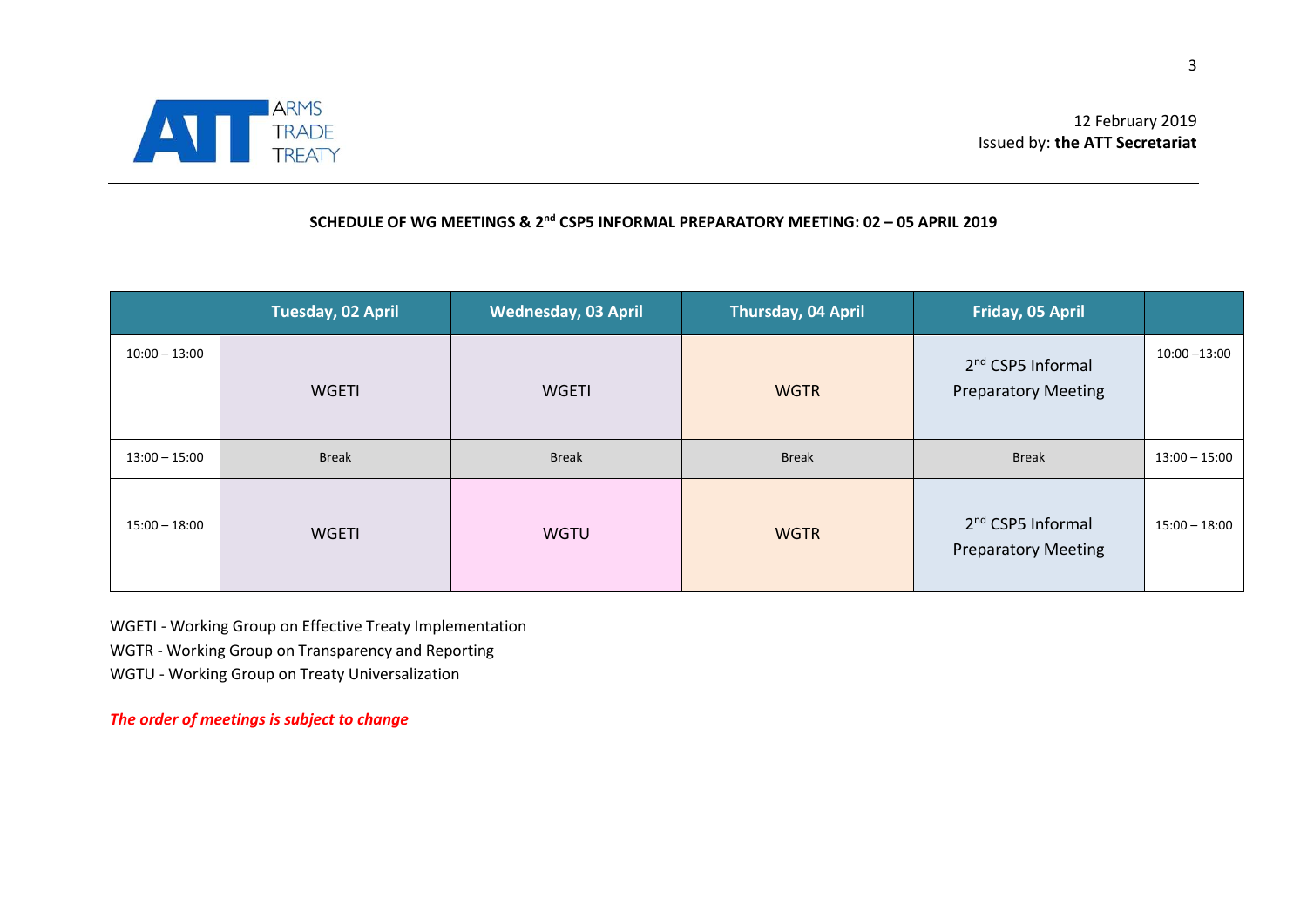ARMS TRADE TREATY

12 February 2019
Issued by: **the ATT Secretariat**

**SCHEDULE OF WG MEETINGS & 2nd CSP5 INFORMAL PREPARATORY MEETING: 02 – 05 APRIL 2019**

| | Tuesday, 02 April | Wednesday, 03 April | Thursday, 04 April | Friday, 05 April | |
|---|---|---|---|---|---|
| 10:00 – 13:00 | WGETI | WGETI | WGTR | 2nd CSP5 Informal Preparatory Meeting | 10:00 –13:00 |
| 13:00 – 15:00 | Break | Break | Break | Break | 13:00 – 15:00 |
| 15:00 – 18:00 | WGETI | WGTU | WGTR | 2nd CSP5 Informal Preparatory Meeting | 15:00 – 18:00 |

WGETI - Working Group on Effective Treaty Implementation
WGTR - Working Group on Transparency and Reporting
WGTU - Working Group on Treaty Universalization

***The order of meetings is subject to change***